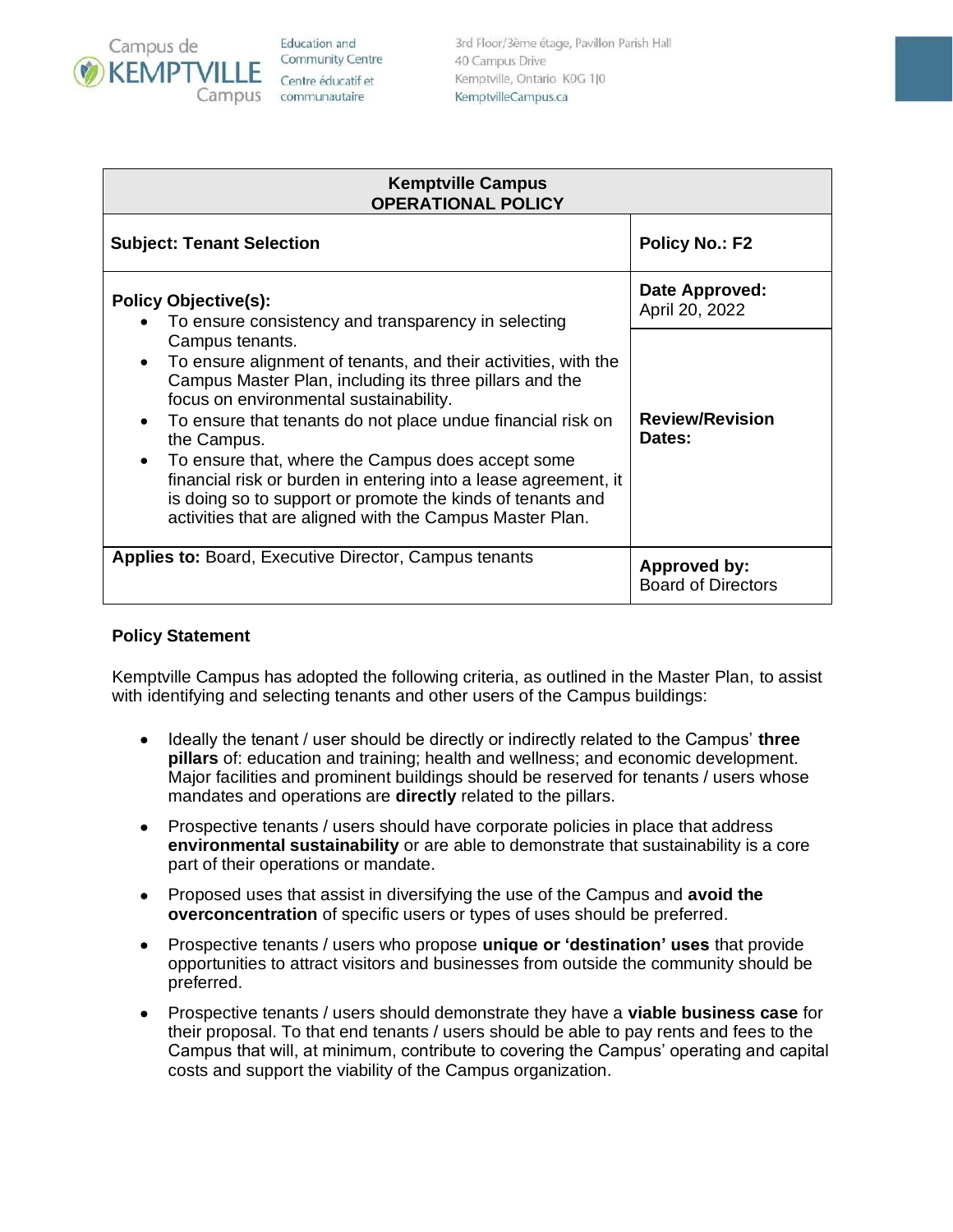Campus de KEMPTVILLE Campus

Education and Community Centre
Centre éducatif et communautaire

3rd Floor/3ème étage, Pavillon Parish Hall
40 Campus Drive
Kemptville, Ontario K0G 1J0
KemptvilleCampus.ca

| **Kemptville Campus OPERATIONAL POLICY** | |
|---|---|
| **Subject: Tenant Selection** | **Policy No.: F2** |
| **Policy Objective(s):** <br>• To ensure consistency and transparency in selecting Campus tenants.<br>• To ensure alignment of tenants, and their activities, with the Campus Master Plan, including its three pillars and the focus on environmental sustainability.<br>• To ensure that tenants do not place undue financial risk on the Campus.<br>• To ensure that, where the Campus does accept some financial risk or burden in entering into a lease agreement, it is doing so to support or promote the kinds of tenants and activities that are aligned with the Campus Master Plan. | **Date Approved:** April 20, 2022<br><br>**Review/Revision Dates:** |
| **Applies to:** Board, Executive Director, Campus tenants | **Approved by:** Board of Directors |

**Policy Statement**

Kemptville Campus has adopted the following criteria, as outlined in the Master Plan, to assist with identifying and selecting tenants and other users of the Campus buildings:

- Ideally the tenant / user should be directly or indirectly related to the Campus' **three pillars** of: education and training; health and wellness; and economic development. Major facilities and prominent buildings should be reserved for tenants / users whose mandates and operations are **directly** related to the pillars.

- Prospective tenants / users should have corporate policies in place that address **environmental sustainability** or are able to demonstrate that sustainability is a core part of their operations or mandate.

- Proposed uses that assist in diversifying the use of the Campus and **avoid the overconcentration** of specific users or types of uses should be preferred.

- Prospective tenants / users who propose **unique or 'destination' uses** that provide opportunities to attract visitors and businesses from outside the community should be preferred.

- Prospective tenants / users should demonstrate they have a **viable business case** for their proposal. To that end tenants / users should be able to pay rents and fees to the Campus that will, at minimum, contribute to covering the Campus' operating and capital costs and support the viability of the Campus organization.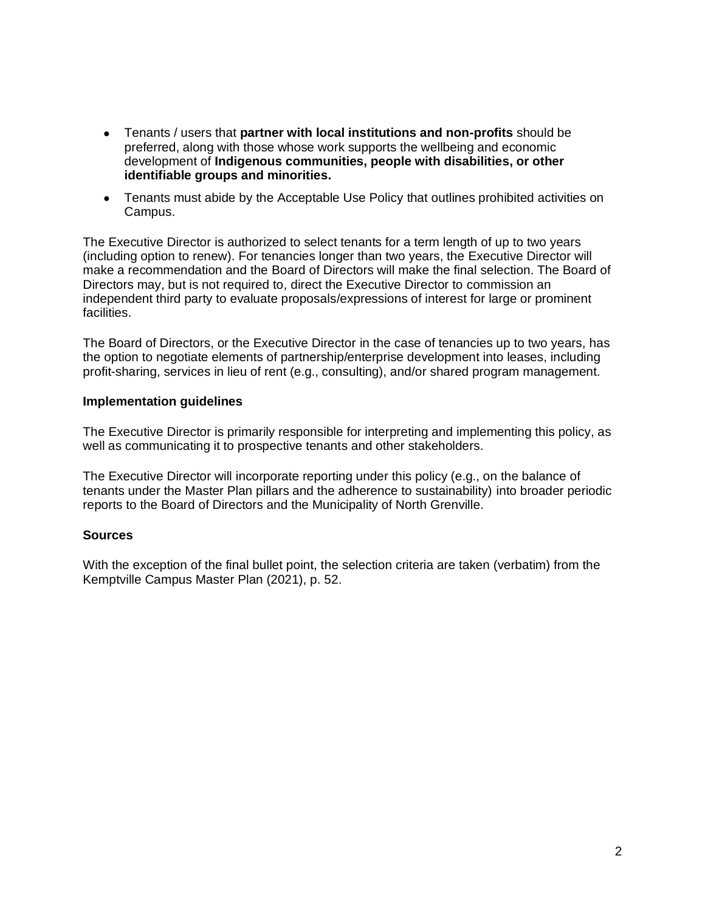- Tenants / users that **partner with local institutions and non-profits** should be preferred, along with those whose work supports the wellbeing and economic development of **Indigenous communities, people with disabilities, or other identifiable groups and minorities.**
- Tenants must abide by the Acceptable Use Policy that outlines prohibited activities on Campus.

The Executive Director is authorized to select tenants for a term length of up to two years (including option to renew). For tenancies longer than two years, the Executive Director will make a recommendation and the Board of Directors will make the final selection. The Board of Directors may, but is not required to, direct the Executive Director to commission an independent third party to evaluate proposals/expressions of interest for large or prominent facilities.

The Board of Directors, or the Executive Director in the case of tenancies up to two years, has the option to negotiate elements of partnership/enterprise development into leases, including profit-sharing, services in lieu of rent (e.g., consulting), and/or shared program management.

**Implementation guidelines**

The Executive Director is primarily responsible for interpreting and implementing this policy, as well as communicating it to prospective tenants and other stakeholders.

The Executive Director will incorporate reporting under this policy (e.g., on the balance of tenants under the Master Plan pillars and the adherence to sustainability) into broader periodic reports to the Board of Directors and the Municipality of North Grenville.

**Sources**

With the exception of the final bullet point, the selection criteria are taken (verbatim) from the Kemptville Campus Master Plan (2021), p. 52.